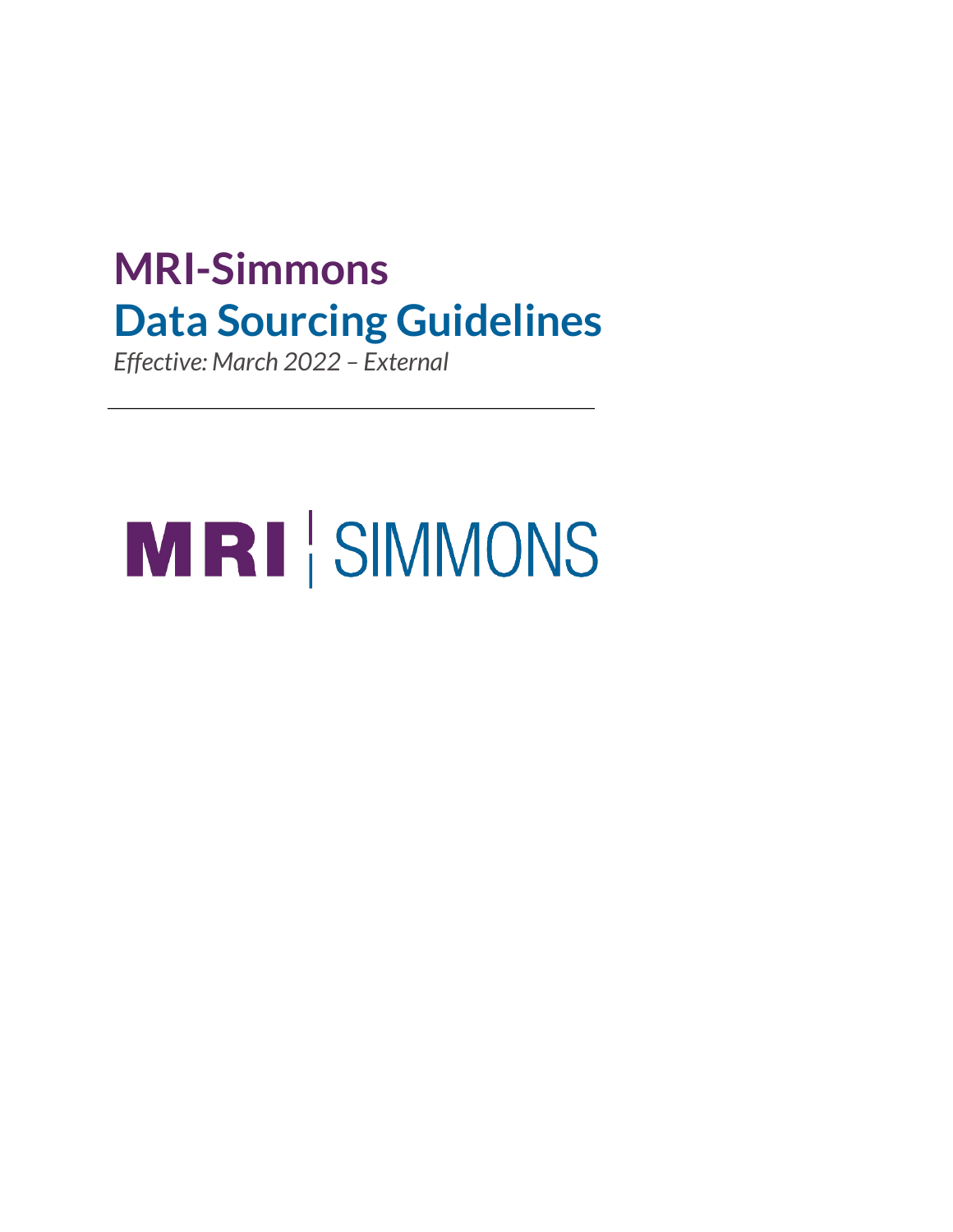# MRI-Simmons
# Data Sourcing Guidelines

*Effective: March 2022 – External*

---

MRI | SIMMONS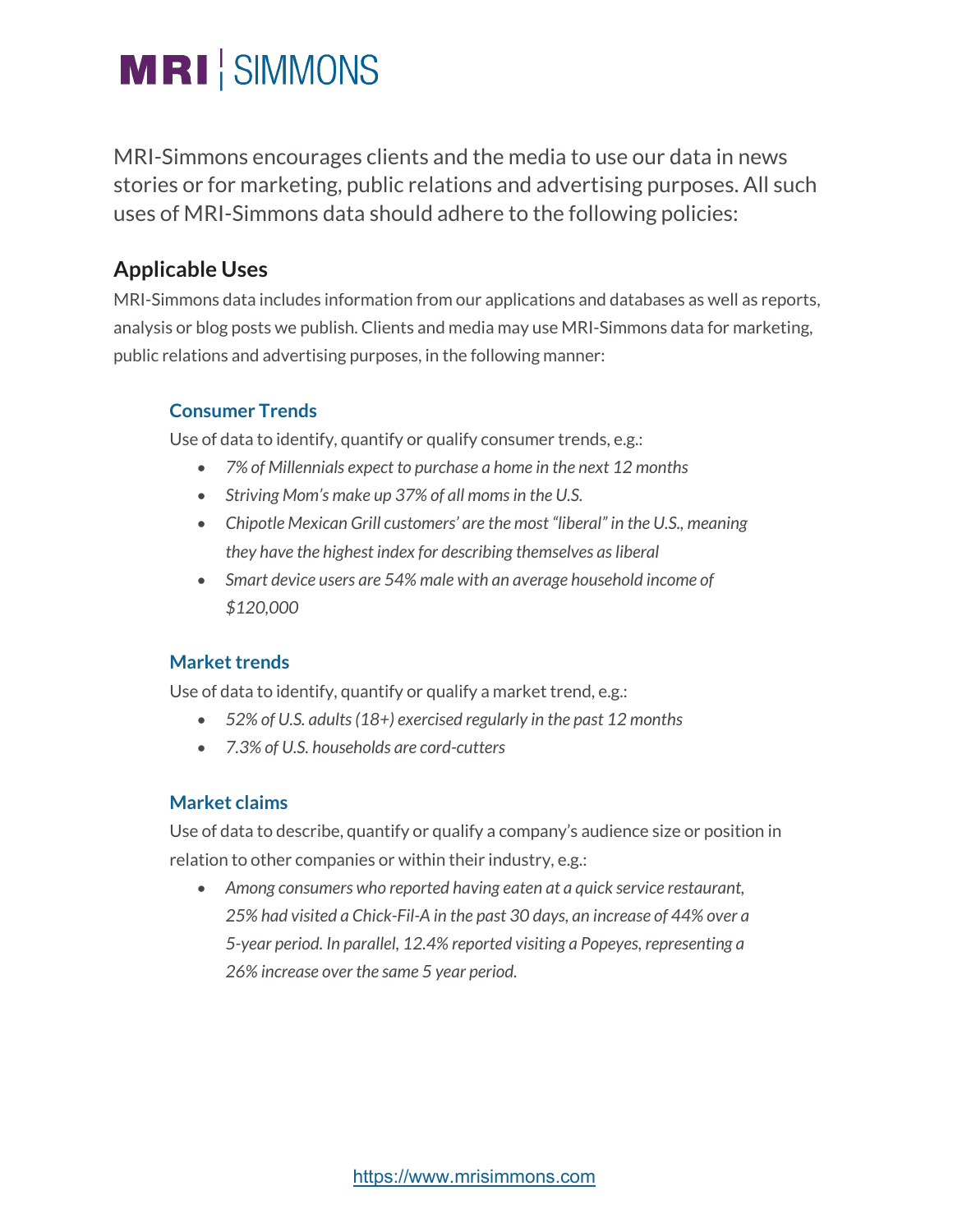# MRI | SIMMONS

MRI-Simmons encourages clients and the media to use our data in news stories or for marketing, public relations and advertising purposes. All such uses of MRI-Simmons data should adhere to the following policies:

## Applicable Uses

MRI-Simmons data includes information from our applications and databases as well as reports, analysis or blog posts we publish. Clients and media may use MRI-Simmons data for marketing, public relations and advertising purposes, in the following manner:

### Consumer Trends

Use of data to identify, quantify or qualify consumer trends, e.g.:

- *7% of Millennials expect to purchase a home in the next 12 months*
- *Striving Mom's make up 37% of all moms in the U.S.*
- *Chipotle Mexican Grill customers' are the most "liberal" in the U.S., meaning they have the highest index for describing themselves as liberal*
- *Smart device users are 54% male with an average household income of $120,000*

### Market trends

Use of data to identify, quantify or qualify a market trend, e.g.:

- *52% of U.S. adults (18+) exercised regularly in the past 12 months*
- *7.3% of U.S. households are cord-cutters*

### Market claims

Use of data to describe, quantify or qualify a company's audience size or position in relation to other companies or within their industry, e.g.:

- *Among consumers who reported having eaten at a quick service restaurant, 25% had visited a Chick-Fil-A in the past 30 days, an increase of 44% over a 5-year period. In parallel, 12.4% reported visiting a Popeyes, representing a 26% increase over the same 5 year period.*

https://www.mrisimmons.com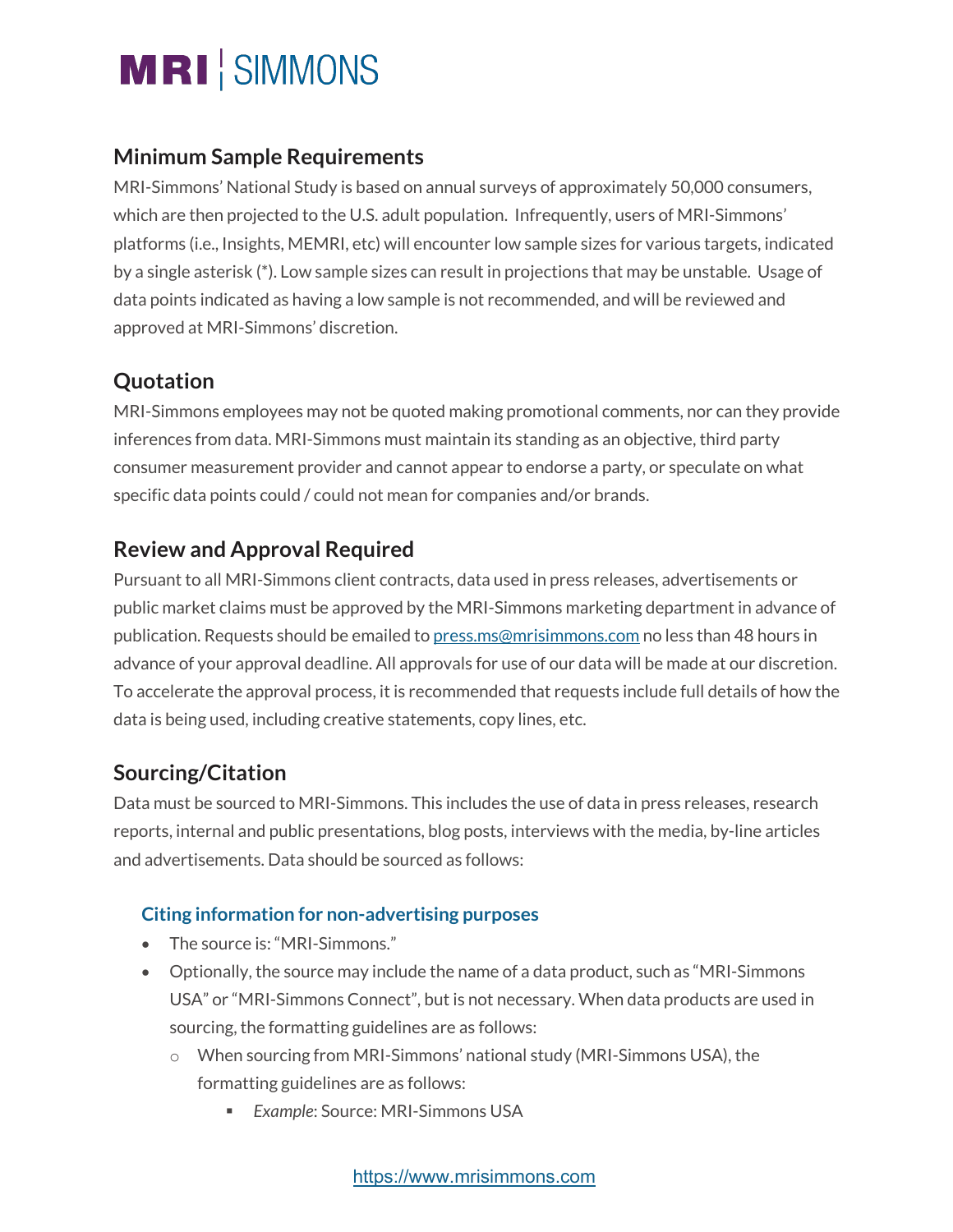## Minimum Sample Requirements

MRI-Simmons' National Study is based on annual surveys of approximately 50,000 consumers, which are then projected to the U.S. adult population. Infrequently, users of MRI-Simmons' platforms (i.e., Insights, MEMRI, etc) will encounter low sample sizes for various targets, indicated by a single asterisk (*). Low sample sizes can result in projections that may be unstable. Usage of data points indicated as having a low sample is not recommended, and will be reviewed and approved at MRI-Simmons' discretion.

## Quotation

MRI-Simmons employees may not be quoted making promotional comments, nor can they provide inferences from data. MRI-Simmons must maintain its standing as an objective, third party consumer measurement provider and cannot appear to endorse a party, or speculate on what specific data points could / could not mean for companies and/or brands.

## Review and Approval Required

Pursuant to all MRI-Simmons client contracts, data used in press releases, advertisements or public market claims must be approved by the MRI-Simmons marketing department in advance of publication. Requests should be emailed to [press.ms@mrisimmons.com](mailto:press.ms@mrisimmons.com) no less than 48 hours in advance of your approval deadline. All approvals for use of our data will be made at our discretion. To accelerate the approval process, it is recommended that requests include full details of how the data is being used, including creative statements, copy lines, etc.

## Sourcing/Citation

Data must be sourced to MRI-Simmons. This includes the use of data in press releases, research reports, internal and public presentations, blog posts, interviews with the media, by-line articles and advertisements. Data should be sourced as follows:

### Citing information for non-advertising purposes

- The source is: "MRI-Simmons."
- Optionally, the source may include the name of a data product, such as "MRI-Simmons USA" or "MRI-Simmons Connect", but is not necessary. When data products are used in sourcing, the formatting guidelines are as follows:
  - When sourcing from MRI-Simmons' national study (MRI-Simmons USA), the formatting guidelines are as follows:
    - *Example*: Source: MRI-Simmons USA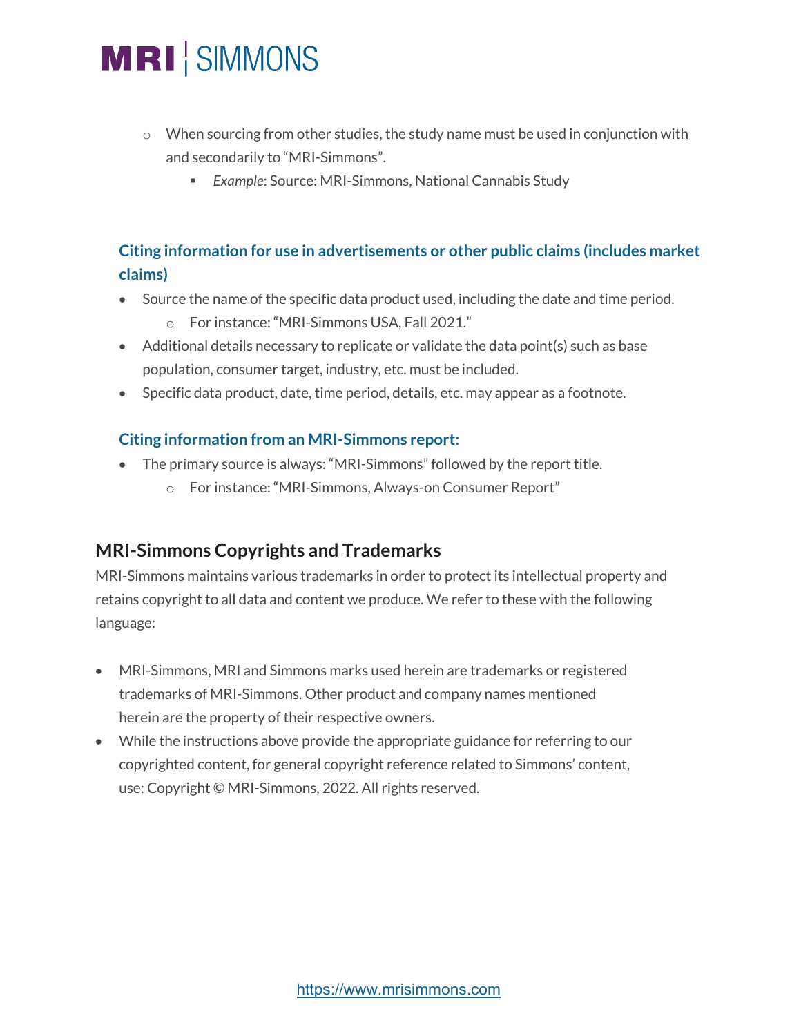- When sourcing from other studies, the study name must be used in conjunction with and secondarily to "MRI-Simmons".
    - *Example*: Source: MRI-Simmons, National Cannabis Study

### Citing information for use in advertisements or other public claims (includes market claims)

- Source the name of the specific data product used, including the date and time period.
  - For instance: "MRI-Simmons USA, Fall 2021."
- Additional details necessary to replicate or validate the data point(s) such as base population, consumer target, industry, etc. must be included.
- Specific data product, date, time period, details, etc. may appear as a footnote.

### Citing information from an MRI-Simmons report:

- The primary source is always: "MRI-Simmons" followed by the report title.
  - For instance: "MRI-Simmons, Always-on Consumer Report"

## MRI-Simmons Copyrights and Trademarks

MRI-Simmons maintains various trademarks in order to protect its intellectual property and retains copyright to all data and content we produce. We refer to these with the following language:

- MRI-Simmons, MRI and Simmons marks used herein are trademarks or registered trademarks of MRI-Simmons. Other product and company names mentioned herein are the property of their respective owners.
- While the instructions above provide the appropriate guidance for referring to our copyrighted content, for general copyright reference related to Simmons' content, use: Copyright © MRI-Simmons, 2022. All rights reserved.